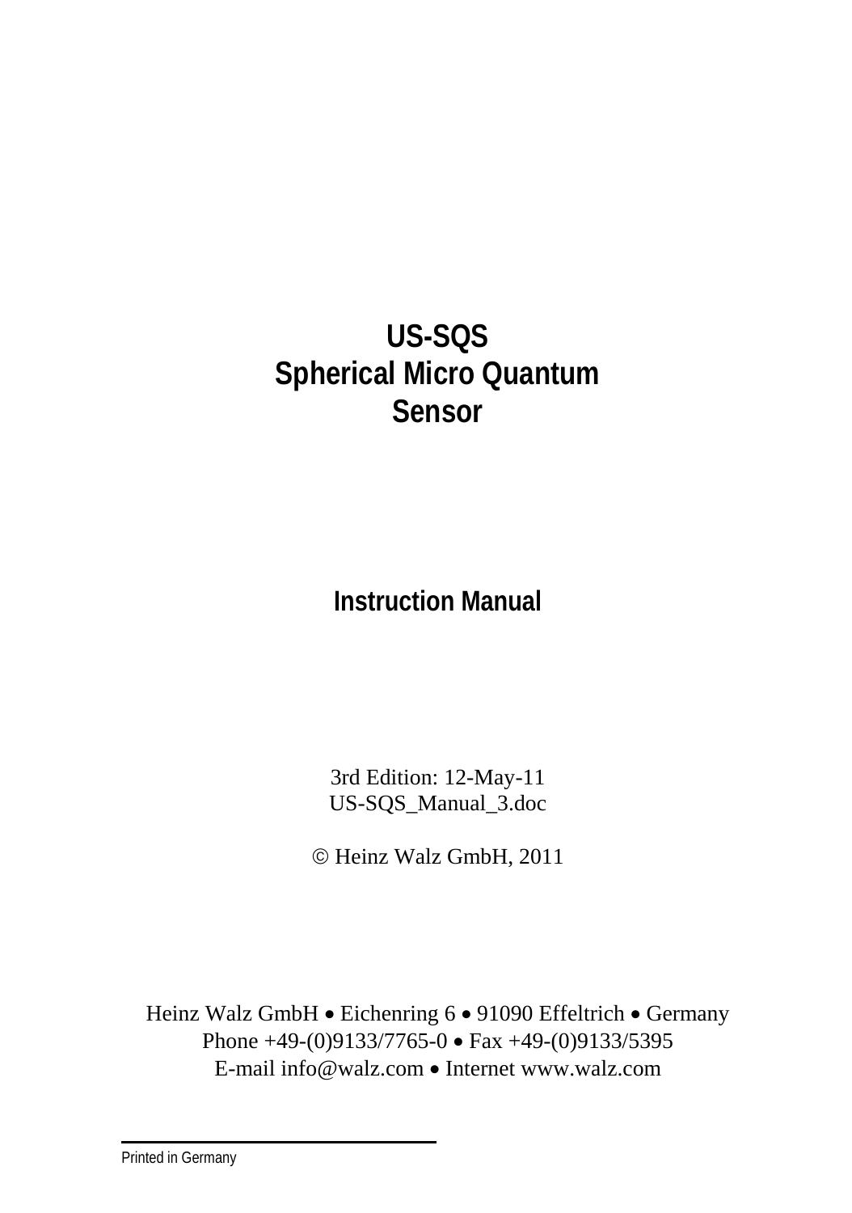# US-SQS
# Spherical Micro Quantum Sensor

## Instruction Manual

3rd Edition: 12-May-11
US-SQS_Manual_3.doc

© Heinz Walz GmbH, 2011

Heinz Walz GmbH • Eichenring 6 • 91090 Effeltrich • Germany
Phone +49-(0)9133/7765-0 • Fax +49-(0)9133/5395
E-mail info@walz.com • Internet www.walz.com

Printed in Germany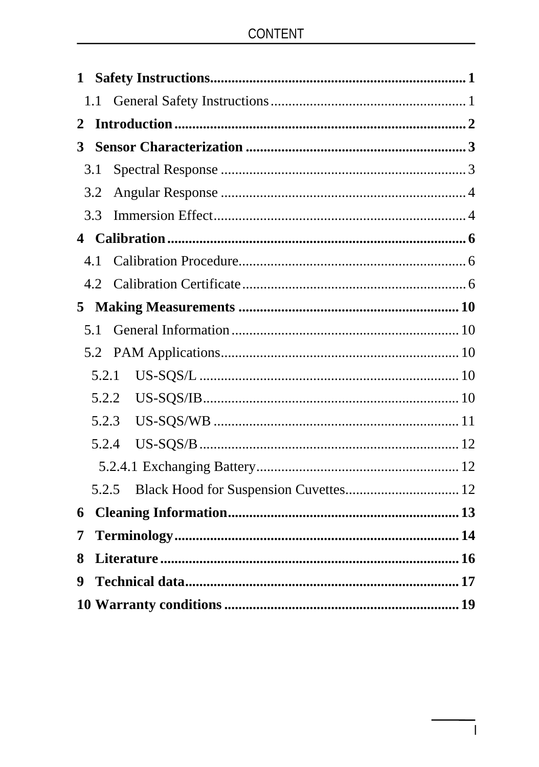# CONTENT

**1 Safety Instructions........................................................................ 1**

1.1 General Safety Instructions....................................................... 1

**2 Introduction.................................................................................. 2**

**3 Sensor Characterization .............................................................. 3**

3.1 Spectral Response ..................................................................... 3

3.2 Angular Response ..................................................................... 4

3.3 Immersion Effect....................................................................... 4

**4 Calibration.................................................................................... 6**

4.1 Calibration Procedure................................................................ 6

4.2 Calibration Certificate............................................................... 6

**5 Making Measurements .............................................................. 10**

5.1 General Information................................................................. 10

5.2 PAM Applications.................................................................... 10

5.2.1 US-SQS/L ......................................................................... 10

5.2.2 US-SQS/IB........................................................................ 10

5.2.3 US-SQS/WB ..................................................................... 11

5.2.4 US-SQS/B......................................................................... 12

5.2.4.1 Exchanging Battery......................................................... 12

5.2.5 Black Hood for Suspension Cuvettes................................ 12

**6 Cleaning Information................................................................. 13**

**7 Terminology................................................................................ 14**

**8 Literature.................................................................................... 16**

**9 Technical data............................................................................. 17**

**10 Warranty conditions.................................................................. 19**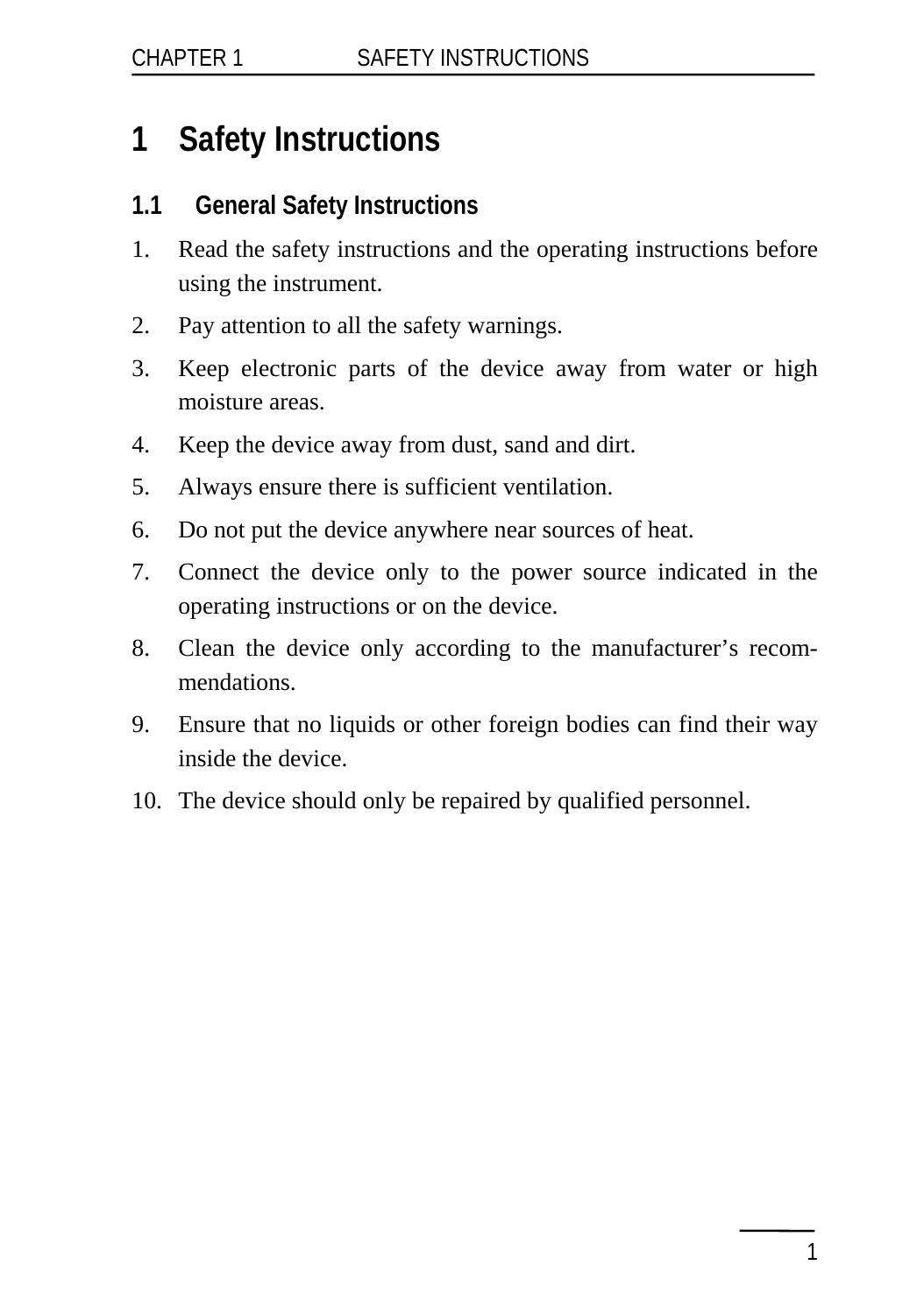# 1 Safety Instructions

## 1.1 General Safety Instructions

1. Read the safety instructions and the operating instructions before using the instrument.
2. Pay attention to all the safety warnings.
3. Keep electronic parts of the device away from water or high moisture areas.
4. Keep the device away from dust, sand and dirt.
5. Always ensure there is sufficient ventilation.
6. Do not put the device anywhere near sources of heat.
7. Connect the device only to the power source indicated in the operating instructions or on the device.
8. Clean the device only according to the manufacturer's recommendations.
9. Ensure that no liquids or other foreign bodies can find their way inside the device.
10. The device should only be repaired by qualified personnel.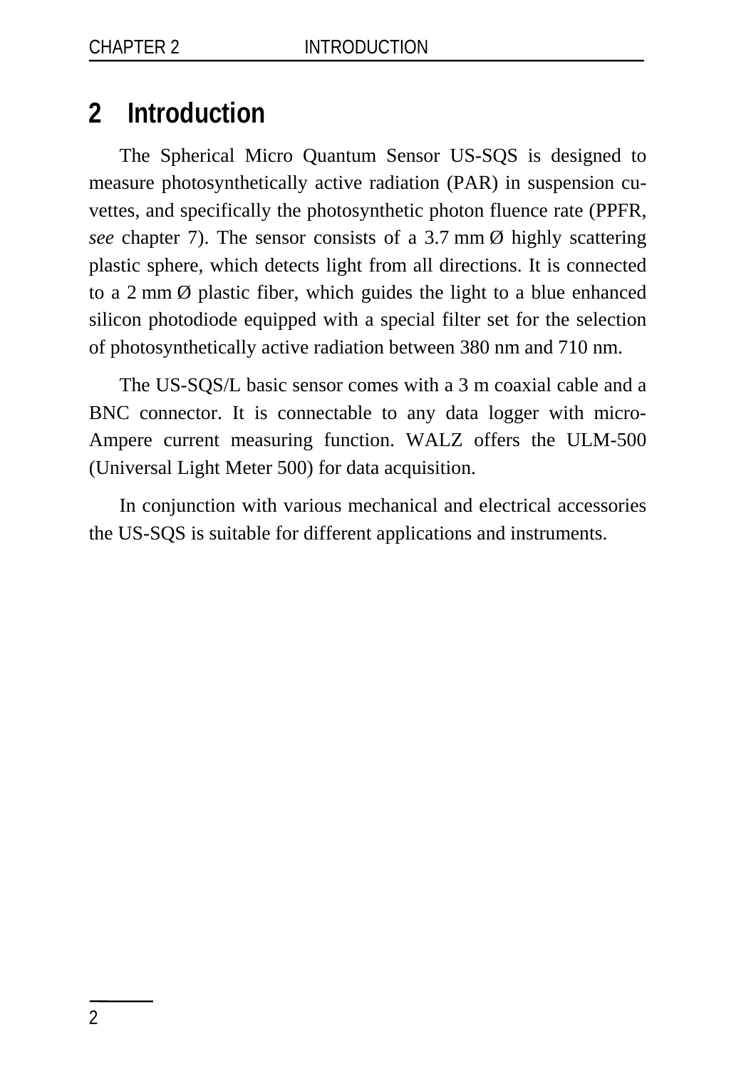# 2 Introduction

The Spherical Micro Quantum Sensor US-SQS is designed to measure photosynthetically active radiation (PAR) in suspension cuvettes, and specifically the photosynthetic photon fluence rate (PPFR, *see* chapter 7). The sensor consists of a 3.7 mm Ø highly scattering plastic sphere, which detects light from all directions. It is connected to a 2 mm Ø plastic fiber, which guides the light to a blue enhanced silicon photodiode equipped with a special filter set for the selection of photosynthetically active radiation between 380 nm and 710 nm.

The US-SQS/L basic sensor comes with a 3 m coaxial cable and a BNC connector. It is connectable to any data logger with micro-Ampere current measuring function. WALZ offers the ULM-500 (Universal Light Meter 500) for data acquisition.

In conjunction with various mechanical and electrical accessories the US-SQS is suitable for different applications and instruments.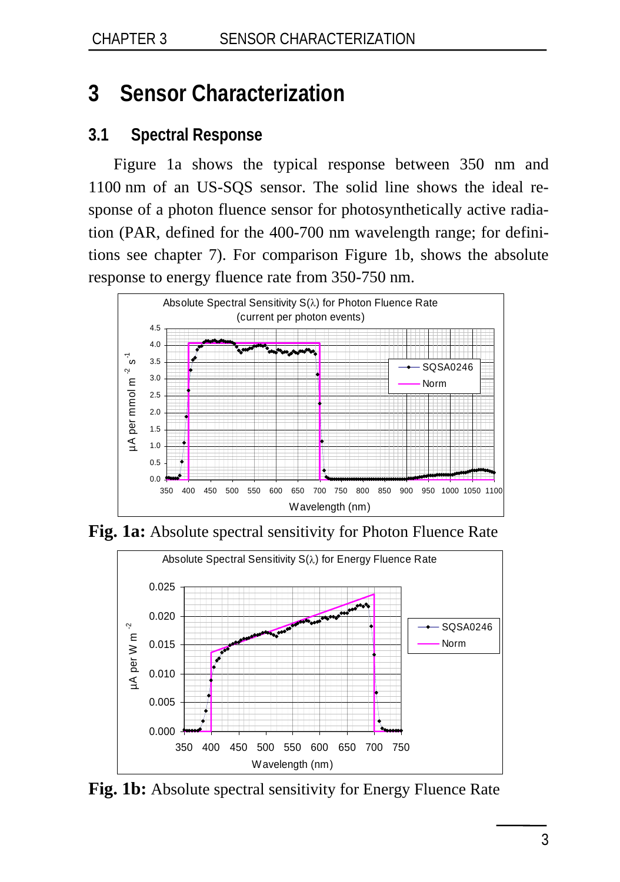# 3 Sensor Characterization

## 3.1 Spectral Response

Figure 1a shows the typical response between 350 nm and 1100 nm of an US-SQS sensor. The solid line shows the ideal response of a photon fluence sensor for photosynthetically active radiation (PAR, defined for the 400-700 nm wavelength range; for definitions see chapter 7). For comparison Figure 1b, shows the absolute response to energy fluence rate from 350-750 nm.

**Fig. 1a:** Absolute spectral sensitivity for Photon Fluence Rate

**Fig. 1b:** Absolute spectral sensitivity for Energy Fluence Rate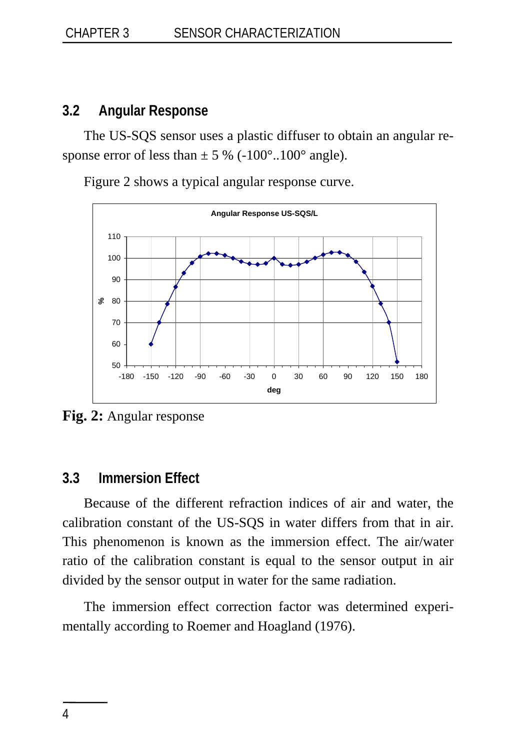## 3.2 Angular Response

The US-SQS sensor uses a plastic diffuser to obtain an angular response error of less than ± 5 % (-100°..100° angle).

Figure 2 shows a typical angular response curve.

**Fig. 2:** Angular response

## 3.3 Immersion Effect

Because of the different refraction indices of air and water, the calibration constant of the US-SQS in water differs from that in air. This phenomenon is known as the immersion effect. The air/water ratio of the calibration constant is equal to the sensor output in air divided by the sensor output in water for the same radiation.

The immersion effect correction factor was determined experimentally according to Roemer and Hoagland (1976).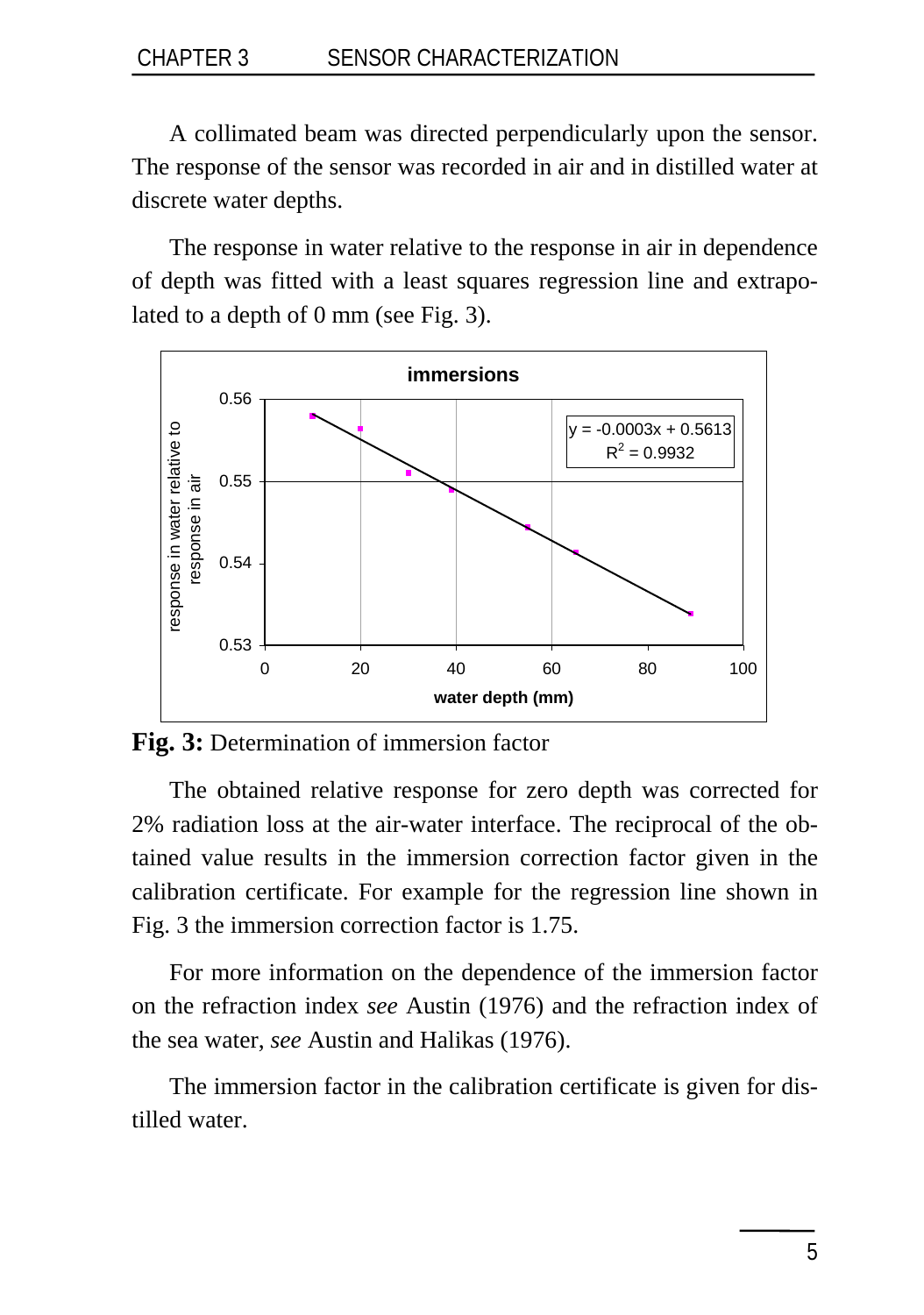A collimated beam was directed perpendicularly upon the sensor. The response of the sensor was recorded in air and in distilled water at discrete water depths.

The response in water relative to the response in air in dependence of depth was fitted with a least squares regression line and extrapolated to a depth of 0 mm (see Fig. 3).

**Fig. 3:** Determination of immersion factor

The obtained relative response for zero depth was corrected for 2% radiation loss at the air-water interface. The reciprocal of the obtained value results in the immersion correction factor given in the calibration certificate. For example for the regression line shown in Fig. 3 the immersion correction factor is 1.75.

For more information on the dependence of the immersion factor on the refraction index *see* Austin (1976) and the refraction index of the sea water, *see* Austin and Halikas (1976).

The immersion factor in the calibration certificate is given for distilled water.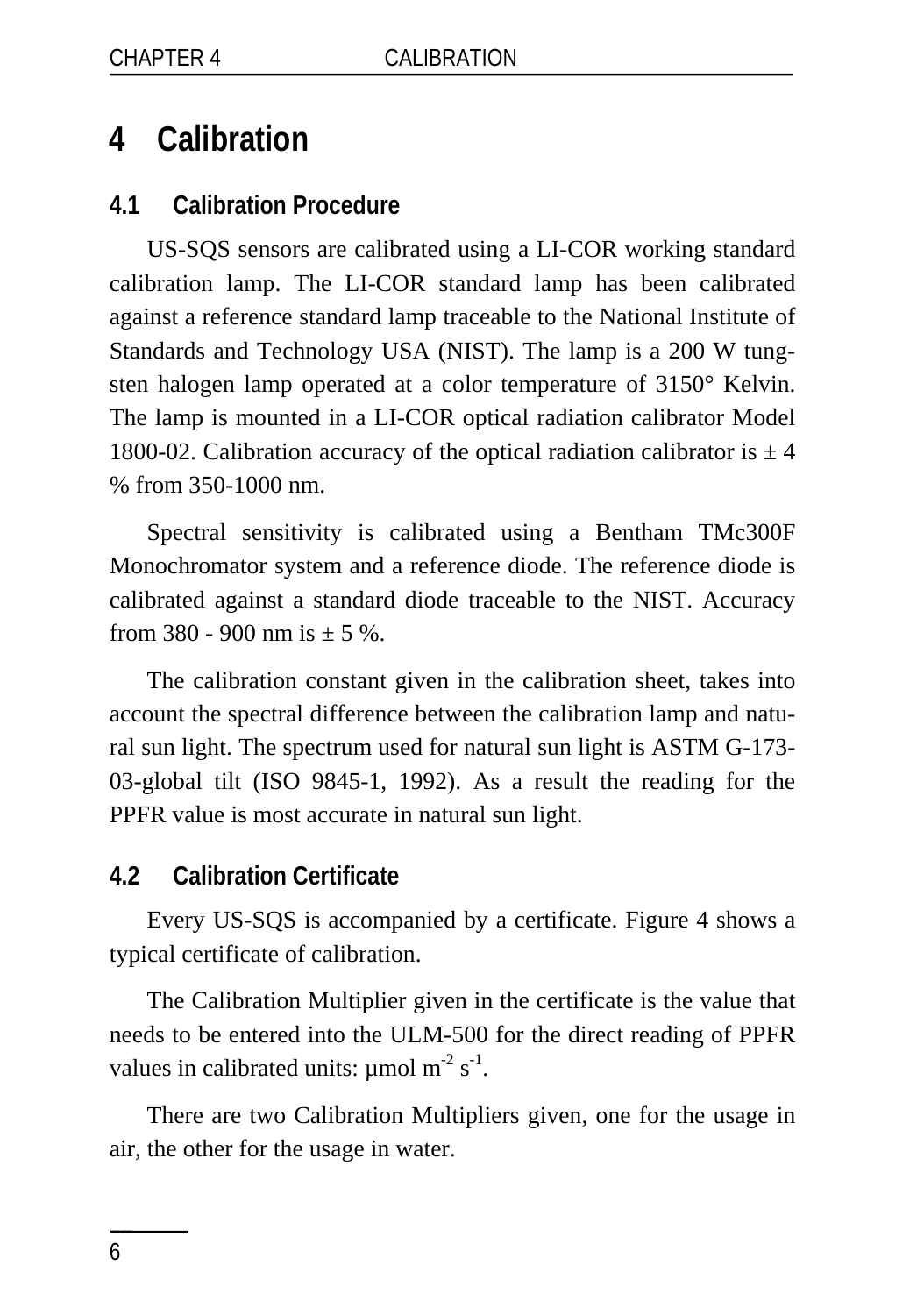# 4 Calibration

## 4.1 Calibration Procedure

US-SQS sensors are calibrated using a LI-COR working standard calibration lamp. The LI-COR standard lamp has been calibrated against a reference standard lamp traceable to the National Institute of Standards and Technology USA (NIST). The lamp is a 200 W tungsten halogen lamp operated at a color temperature of 3150° Kelvin. The lamp is mounted in a LI-COR optical radiation calibrator Model 1800-02. Calibration accuracy of the optical radiation calibrator is ± 4 % from 350-1000 nm.

Spectral sensitivity is calibrated using a Bentham TMc300F Monochromator system and a reference diode. The reference diode is calibrated against a standard diode traceable to the NIST. Accuracy from 380 - 900 nm is ± 5 %.

The calibration constant given in the calibration sheet, takes into account the spectral difference between the calibration lamp and natural sun light. The spectrum used for natural sun light is ASTM G-173-03-global tilt (ISO 9845-1, 1992). As a result the reading for the PPFR value is most accurate in natural sun light.

## 4.2 Calibration Certificate

Every US-SQS is accompanied by a certificate. Figure 4 shows a typical certificate of calibration.

The Calibration Multiplier given in the certificate is the value that needs to be entered into the ULM-500 for the direct reading of PPFR values in calibrated units: µmol $m^{-2}$ $s^{-1}$.

There are two Calibration Multipliers given, one for the usage in air, the other for the usage in water.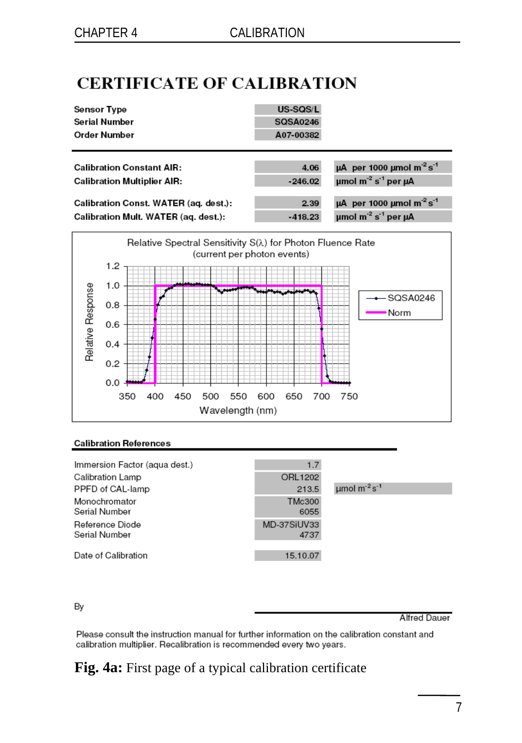# CERTIFICATE OF CALIBRATION

| | |
|---|---|
| **Sensor Type** | **US-SQS/L** |
| **Serial Number** | **SQSA0246** |
| **Order Number** | **A07-00382** |

| | | |
|---|---|---|
| **Calibration Constant AIR:** | **4.06** | **µA per 1000 µmol m$^{-2}$ s$^{-1}$** |
| **Calibration Multiplier AIR:** | **-246.02** | **µmol m$^{-2}$ s$^{-1}$ per µA** |
| **Calibration Const. WATER (aq. dest.):** | **2.39** | **µA per 1000 µmol m$^{-2}$ s$^{-1}$** |
| **Calibration Mult. WATER (aq. dest.):** | **-418.23** | **µmol m$^{-2}$ s$^{-1}$ per µA** |

Relative Spectral Sensitivity S(λ) for Photon Fluence Rate
(current per photon events)

[Chart: Relative Response (0.0–1.2) vs. Wavelength (nm) (350–750); series: SQSA0246, Norm]

### Calibration References

| | | |
|---|---|---|
| Immersion Factor (aqua dest.) | 1.7 | |
| Calibration Lamp | ORL1202 | |
| PPFD of CAL-lamp | 213.5 | µmol m$^{-2}$ s$^{-1}$ |
| Monochromator | TMc300 | |
| Serial Number | 6055 | |
| Reference Diode | MD-37SiUV33 | |
| Serial Number | 4737 | |
| Date of Calibration | 15.10.07 | |

By

Alfred Dauer

Please consult the instruction manual for further information on the calibration constant and calibration multiplier. Recalibration is recommended every two years.

**Fig. 4a:** First page of a typical calibration certificate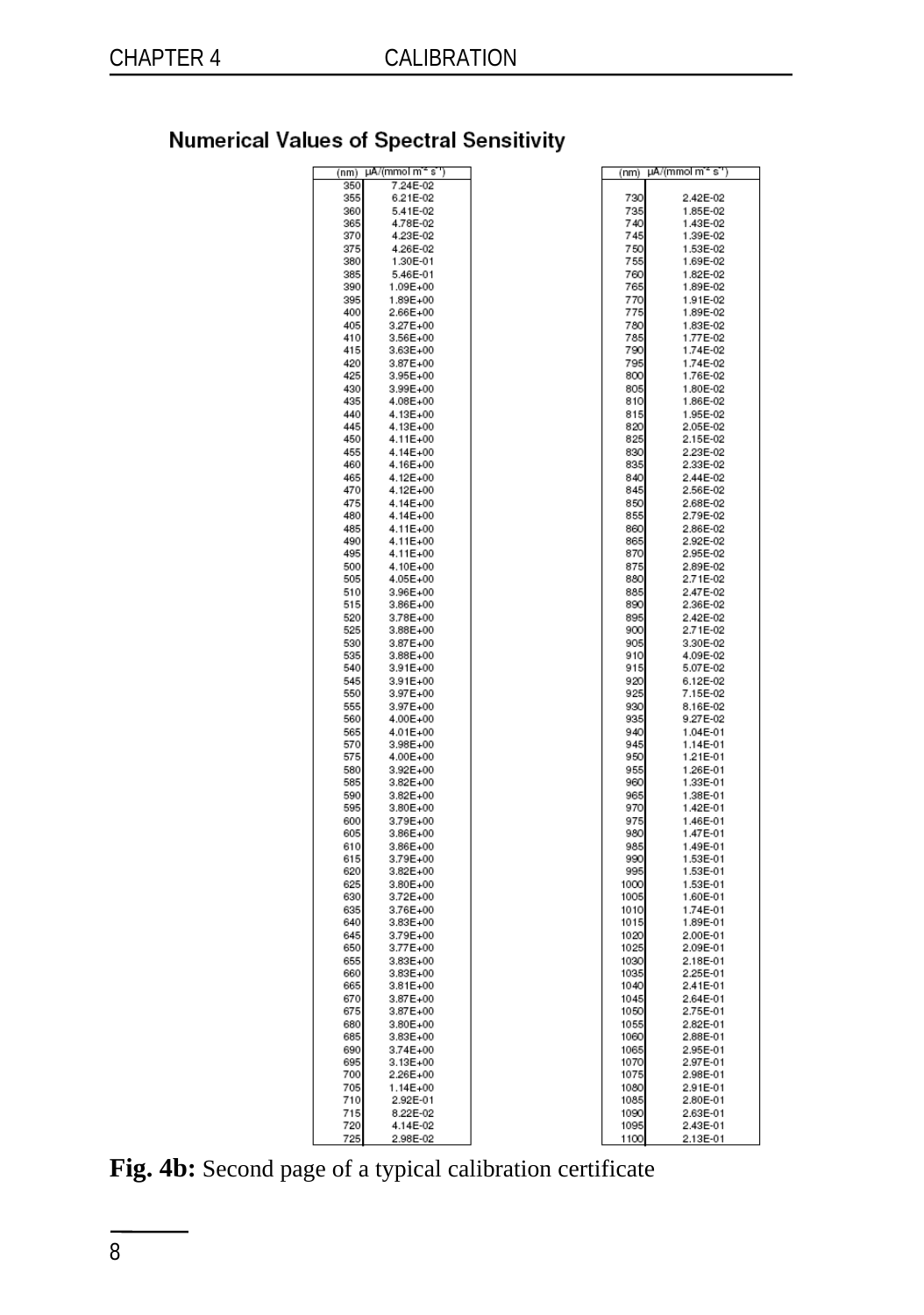## Numerical Values of Spectral Sensitivity

| (nm) | μA/(mmol m$^{-2}$ s$^{-1}$) |
|---|---|
| 350 | 7.24E-02 |
| 355 | 6.21E-02 |
| 360 | 5.41E-02 |
| 365 | 4.78E-02 |
| 370 | 4.23E-02 |
| 375 | 4.26E-02 |
| 380 | 1.30E-01 |
| 385 | 5.46E-01 |
| 390 | 1.09E+00 |
| 395 | 1.89E+00 |
| 400 | 2.66E+00 |
| 405 | 3.27E+00 |
| 410 | 3.56E+00 |
| 415 | 3.63E+00 |
| 420 | 3.87E+00 |
| 425 | 3.95E+00 |
| 430 | 3.99E+00 |
| 435 | 4.08E+00 |
| 440 | 4.13E+00 |
| 445 | 4.13E+00 |
| 450 | 4.11E+00 |
| 455 | 4.14E+00 |
| 460 | 4.16E+00 |
| 465 | 4.12E+00 |
| 470 | 4.12E+00 |
| 475 | 4.14E+00 |
| 480 | 4.14E+00 |
| 485 | 4.11E+00 |
| 490 | 4.11E+00 |
| 495 | 4.11E+00 |
| 500 | 4.10E+00 |
| 505 | 4.05E+00 |
| 510 | 3.96E+00 |
| 515 | 3.86E+00 |
| 520 | 3.78E+00 |
| 525 | 3.88E+00 |
| 530 | 3.87E+00 |
| 535 | 3.88E+00 |
| 540 | 3.91E+00 |
| 545 | 3.91E+00 |
| 550 | 3.97E+00 |
| 555 | 3.97E+00 |
| 560 | 4.00E+00 |
| 565 | 4.01E+00 |
| 570 | 3.98E+00 |
| 575 | 4.00E+00 |
| 580 | 3.92E+00 |
| 585 | 3.82E+00 |
| 590 | 3.82E+00 |
| 595 | 3.80E+00 |
| 600 | 3.79E+00 |
| 605 | 3.86E+00 |
| 610 | 3.86E+00 |
| 615 | 3.79E+00 |
| 620 | 3.82E+00 |
| 625 | 3.80E+00 |
| 630 | 3.72E+00 |
| 635 | 3.76E+00 |
| 640 | 3.83E+00 |
| 645 | 3.79E+00 |
| 650 | 3.77E+00 |
| 655 | 3.83E+00 |
| 660 | 3.83E+00 |
| 665 | 3.81E+00 |
| 670 | 3.87E+00 |
| 675 | 3.87E+00 |
| 680 | 3.80E+00 |
| 685 | 3.83E+00 |
| 690 | 3.74E+00 |
| 695 | 3.13E+00 |
| 700 | 2.26E+00 |
| 705 | 1.14E+00 |
| 710 | 2.92E-01 |
| 715 | 8.22E-02 |
| 720 | 4.14E-02 |
| 725 | 2.98E-02 |

| (nm) | μA/(mmol m$^{-2}$ s$^{-1}$) |
|---|---|
| 730 | 2.42E-02 |
| 735 | 1.85E-02 |
| 740 | 1.43E-02 |
| 745 | 1.39E-02 |
| 750 | 1.53E-02 |
| 755 | 1.69E-02 |
| 760 | 1.82E-02 |
| 765 | 1.89E-02 |
| 770 | 1.91E-02 |
| 775 | 1.89E-02 |
| 780 | 1.83E-02 |
| 785 | 1.77E-02 |
| 790 | 1.74E-02 |
| 795 | 1.74E-02 |
| 800 | 1.76E-02 |
| 805 | 1.80E-02 |
| 810 | 1.86E-02 |
| 815 | 1.95E-02 |
| 820 | 2.05E-02 |
| 825 | 2.15E-02 |
| 830 | 2.23E-02 |
| 835 | 2.33E-02 |
| 840 | 2.44E-02 |
| 845 | 2.56E-02 |
| 850 | 2.68E-02 |
| 855 | 2.79E-02 |
| 860 | 2.86E-02 |
| 865 | 2.92E-02 |
| 870 | 2.95E-02 |
| 875 | 2.89E-02 |
| 880 | 2.71E-02 |
| 885 | 2.47E-02 |
| 890 | 2.36E-02 |
| 895 | 2.42E-02 |
| 900 | 2.71E-02 |
| 905 | 3.30E-02 |
| 910 | 4.09E-02 |
| 915 | 5.07E-02 |
| 920 | 6.12E-02 |
| 925 | 7.15E-02 |
| 930 | 8.16E-02 |
| 935 | 9.27E-02 |
| 940 | 1.04E-01 |
| 945 | 1.14E-01 |
| 950 | 1.21E-01 |
| 955 | 1.26E-01 |
| 960 | 1.33E-01 |
| 965 | 1.38E-01 |
| 970 | 1.42E-01 |
| 975 | 1.46E-01 |
| 980 | 1.47E-01 |
| 985 | 1.49E-01 |
| 990 | 1.53E-01 |
| 995 | 1.53E-01 |
| 1000 | 1.53E-01 |
| 1005 | 1.60E-01 |
| 1010 | 1.74E-01 |
| 1015 | 1.89E-01 |
| 1020 | 2.00E-01 |
| 1025 | 2.09E-01 |
| 1030 | 2.18E-01 |
| 1035 | 2.25E-01 |
| 1040 | 2.41E-01 |
| 1045 | 2.64E-01 |
| 1050 | 2.75E-01 |
| 1055 | 2.82E-01 |
| 1060 | 2.88E-01 |
| 1065 | 2.95E-01 |
| 1070 | 2.97E-01 |
| 1075 | 2.98E-01 |
| 1080 | 2.91E-01 |
| 1085 | 2.80E-01 |
| 1090 | 2.63E-01 |
| 1095 | 2.43E-01 |
| 1100 | 2.13E-01 |

**Fig. 4b:** Second page of a typical calibration certificate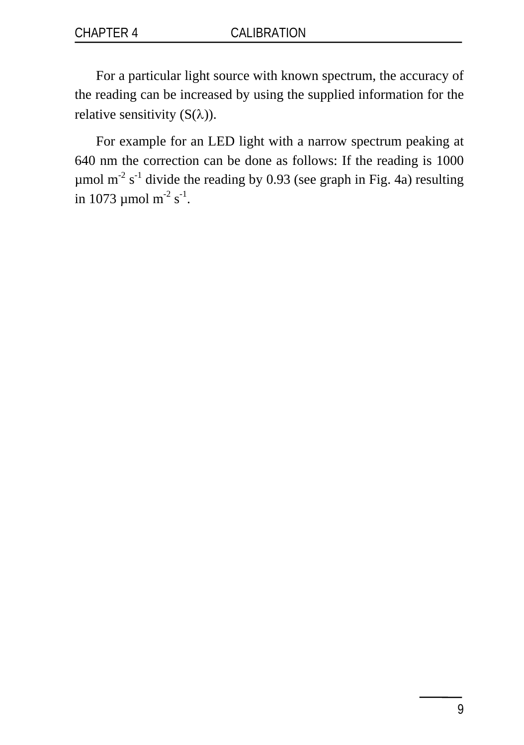For a particular light source with known spectrum, the accuracy of the reading can be increased by using the supplied information for the relative sensitivity ($S(\lambda)$).

For example for an LED light with a narrow spectrum peaking at 640 nm the correction can be done as follows: If the reading is 1000 µmol $m^{-2}$ $s^{-1}$ divide the reading by 0.93 (see graph in Fig. 4a) resulting in 1073 µmol $m^{-2}$ $s^{-1}$.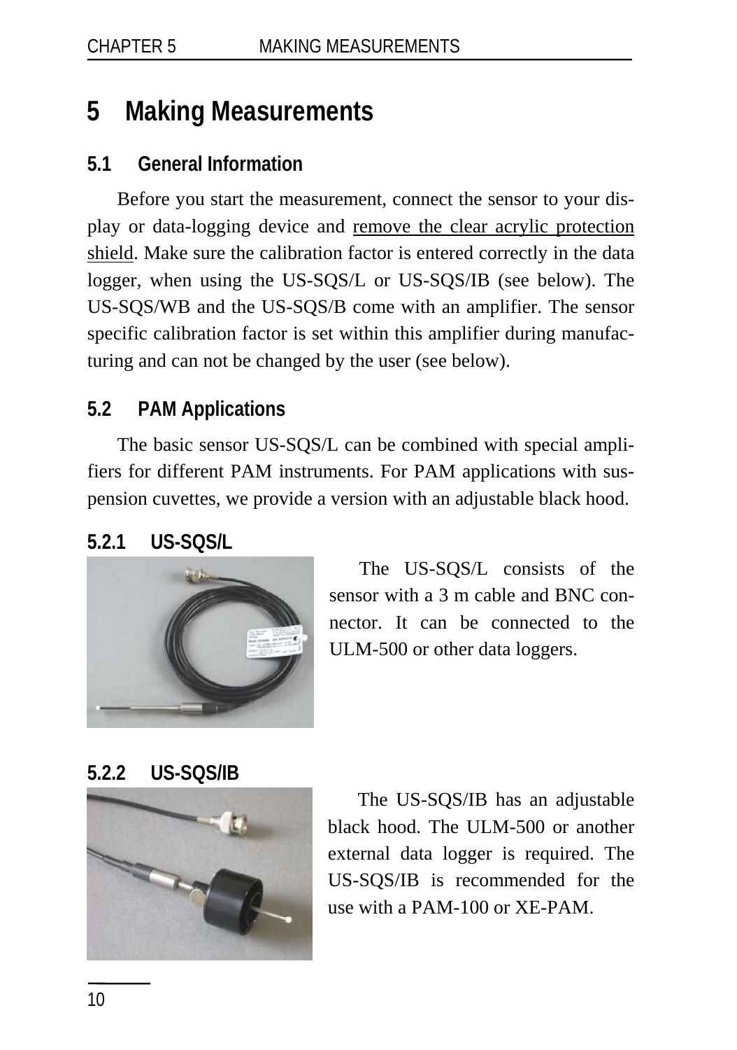# 5 Making Measurements

## 5.1 General Information

Before you start the measurement, connect the sensor to your display or data-logging device and remove the clear acrylic protection shield. Make sure the calibration factor is entered correctly in the data logger, when using the US-SQS/L or US-SQS/IB (see below). The US-SQS/WB and the US-SQS/B come with an amplifier. The sensor specific calibration factor is set within this amplifier during manufacturing and can not be changed by the user (see below).

## 5.2 PAM Applications

The basic sensor US-SQS/L can be combined with special amplifiers for different PAM instruments. For PAM applications with suspension cuvettes, we provide a version with an adjustable black hood.

### 5.2.1 US-SQS/L

The US-SQS/L consists of the sensor with a 3 m cable and BNC connector. It can be connected to the ULM-500 or other data loggers.

### 5.2.2 US-SQS/IB

The US-SQS/IB has an adjustable black hood. The ULM-500 or another external data logger is required. The US-SQS/IB is recommended for the use with a PAM-100 or XE-PAM.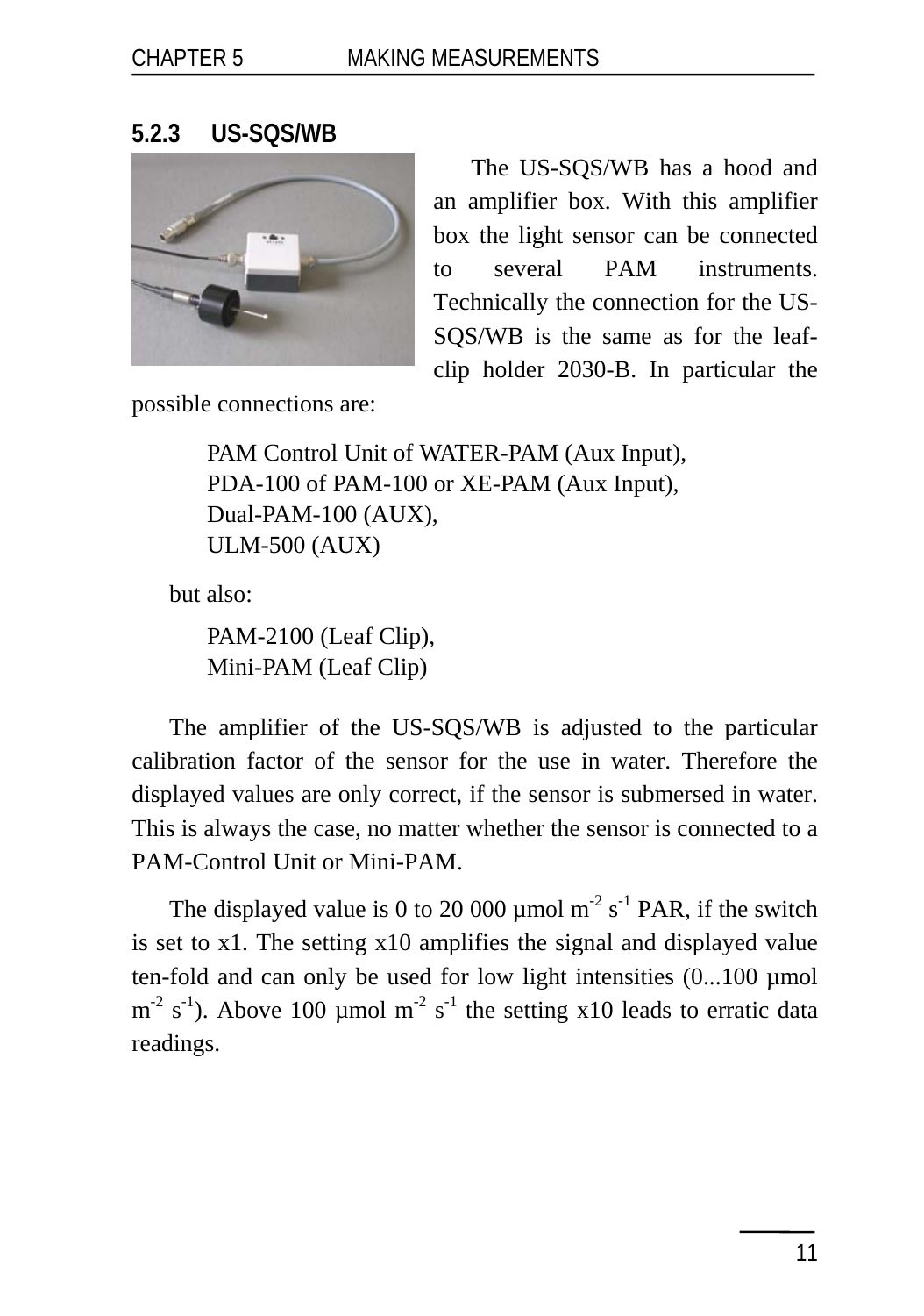### 5.2.3 US-SQS/WB

The US-SQS/WB has a hood and an amplifier box. With this amplifier box the light sensor can be connected to several PAM instruments. Technically the connection for the US-SQS/WB is the same as for the leaf-clip holder 2030-B. In particular the possible connections are:

PAM Control Unit of WATER-PAM (Aux Input),
PDA-100 of PAM-100 or XE-PAM (Aux Input),
Dual-PAM-100 (AUX),
ULM-500 (AUX)

but also:

PAM-2100 (Leaf Clip),
Mini-PAM (Leaf Clip)

The amplifier of the US-SQS/WB is adjusted to the particular calibration factor of the sensor for the use in water. Therefore the displayed values are only correct, if the sensor is submersed in water. This is always the case, no matter whether the sensor is connected to a PAM-Control Unit or Mini-PAM.

The displayed value is 0 to 20 000 µmol $m^{-2}$ $s^{-1}$ PAR, if the switch is set to x1. The setting x10 amplifies the signal and displayed value ten-fold and can only be used for low light intensities (0...100 µmol $m^{-2}$ $s^{-1}$). Above 100 µmol $m^{-2}$ $s^{-1}$ the setting x10 leads to erratic data readings.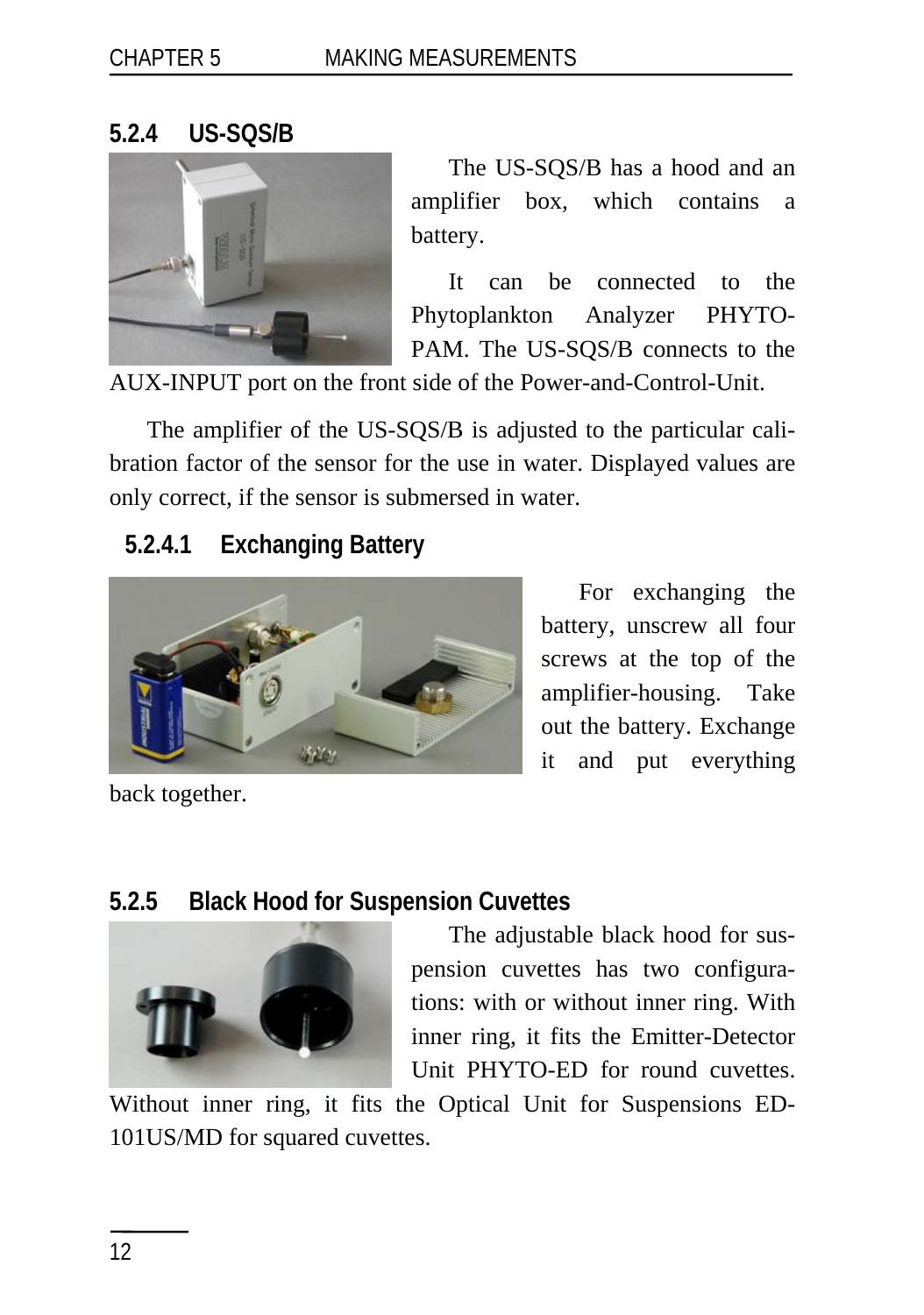### 5.2.4 US-SQS/B

The US-SQS/B has a hood and an amplifier box, which contains a battery.

It can be connected to the Phytoplankton Analyzer PHYTO-PAM. The US-SQS/B connects to the AUX-INPUT port on the front side of the Power-and-Control-Unit.

The amplifier of the US-SQS/B is adjusted to the particular calibration factor of the sensor for the use in water. Displayed values are only correct, if the sensor is submersed in water.

#### 5.2.4.1 Exchanging Battery

For exchanging the battery, unscrew all four screws at the top of the amplifier-housing. Take out the battery. Exchange it and put everything back together.

### 5.2.5 Black Hood for Suspension Cuvettes

The adjustable black hood for suspension cuvettes has two configurations: with or without inner ring. With inner ring, it fits the Emitter-Detector Unit PHYTO-ED for round cuvettes. Without inner ring, it fits the Optical Unit for Suspensions ED-101US/MD for squared cuvettes.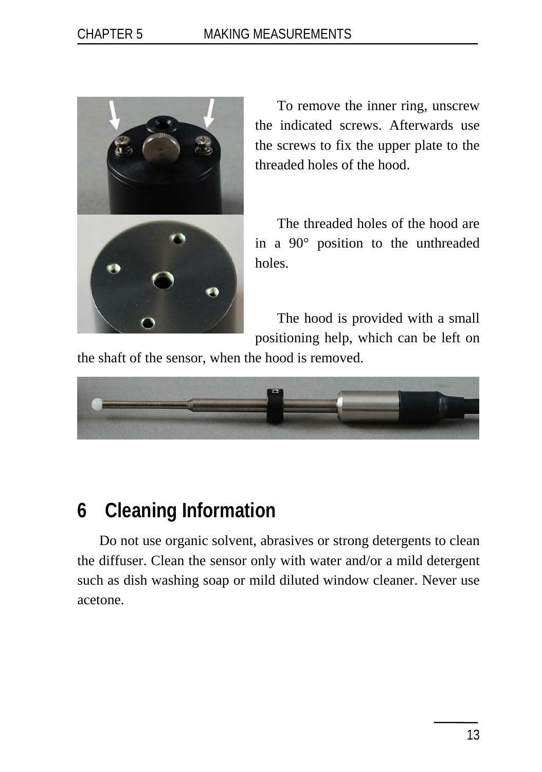To remove the inner ring, unscrew the indicated screws. Afterwards use the screws to fix the upper plate to the threaded holes of the hood.

The threaded holes of the hood are in a 90° position to the unthreaded holes.

The hood is provided with a small positioning help, which can be left on the shaft of the sensor, when the hood is removed.

# 6 Cleaning Information

Do not use organic solvent, abrasives or strong detergents to clean the diffuser. Clean the sensor only with water and/or a mild detergent such as dish washing soap or mild diluted window cleaner. Never use acetone.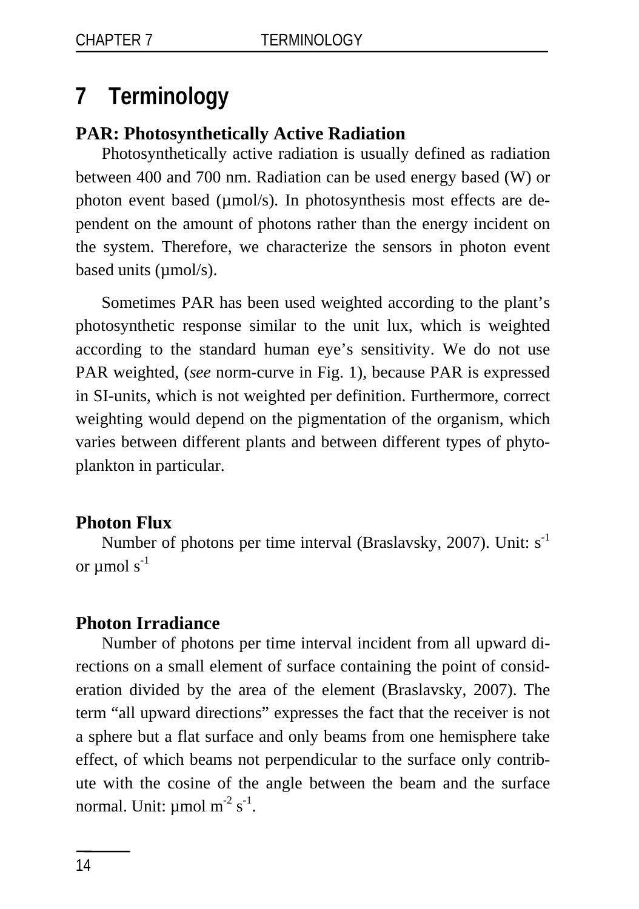# 7 Terminology

**PAR: Photosynthetically Active Radiation**

Photosynthetically active radiation is usually defined as radiation between 400 and 700 nm. Radiation can be used energy based (W) or photon event based (µmol/s). In photosynthesis most effects are dependent on the amount of photons rather than the energy incident on the system. Therefore, we characterize the sensors in photon event based units (µmol/s).

Sometimes PAR has been used weighted according to the plant's photosynthetic response similar to the unit lux, which is weighted according to the standard human eye's sensitivity. We do not use PAR weighted, (*see* norm-curve in Fig. 1), because PAR is expressed in SI-units, which is not weighted per definition. Furthermore, correct weighting would depend on the pigmentation of the organism, which varies between different plants and between different types of phytoplankton in particular.

**Photon Flux**

Number of photons per time interval (Braslavsky, 2007). Unit: $s^{-1}$ or µmol $s^{-1}$

**Photon Irradiance**

Number of photons per time interval incident from all upward directions on a small element of surface containing the point of consideration divided by the area of the element (Braslavsky, 2007). The term "all upward directions" expresses the fact that the receiver is not a sphere but a flat surface and only beams from one hemisphere take effect, of which beams not perpendicular to the surface only contribute with the cosine of the angle between the beam and the surface normal. Unit: µmol $m^{-2}$ $s^{-1}$.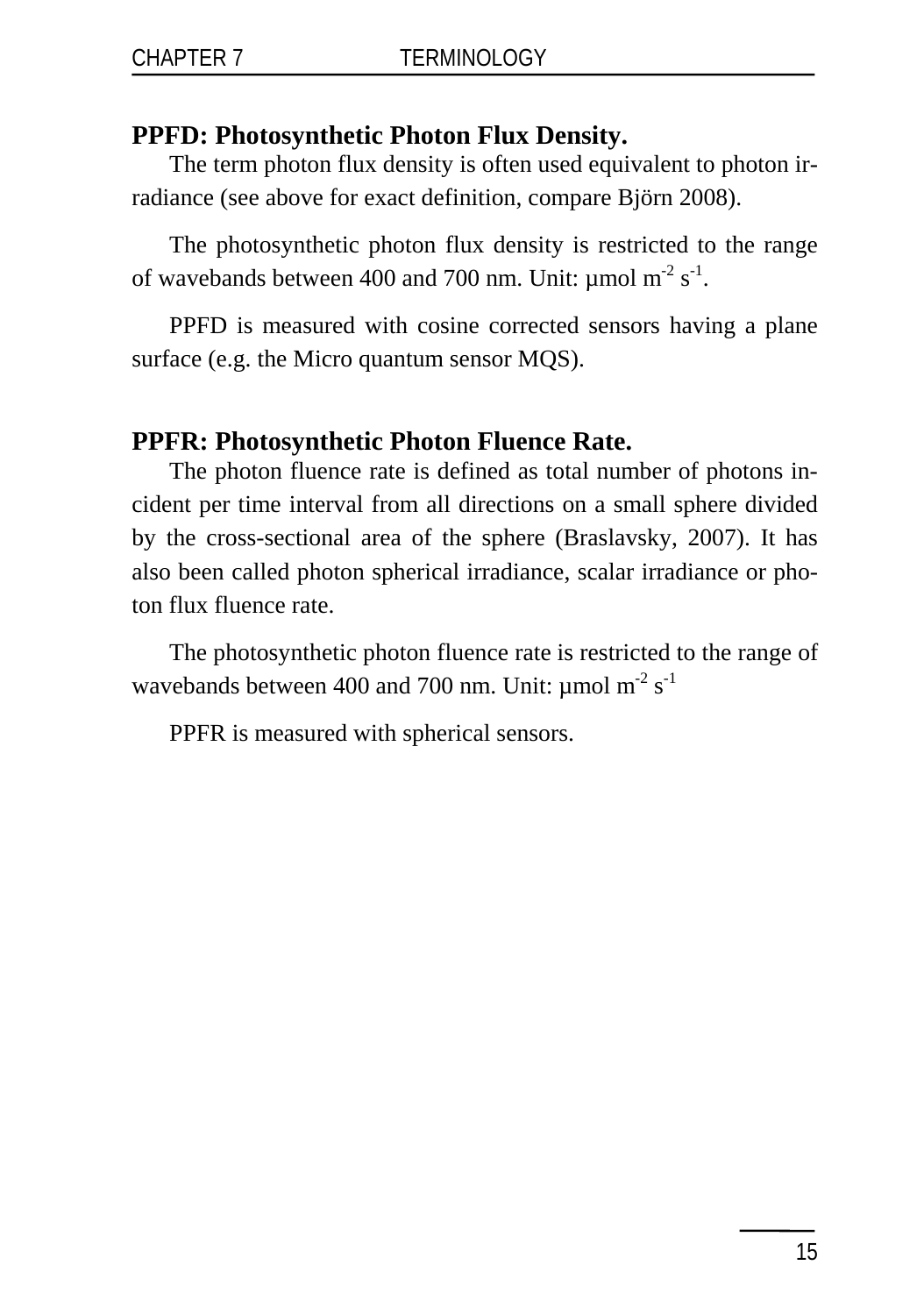**PPFD: Photosynthetic Photon Flux Density.**

The term photon flux density is often used equivalent to photon irradiance (see above for exact definition, compare Björn 2008).

The photosynthetic photon flux density is restricted to the range of wavebands between 400 and 700 nm. Unit: µmol $m^{-2}$ $s^{-1}$.

PPFD is measured with cosine corrected sensors having a plane surface (e.g. the Micro quantum sensor MQS).

**PPFR: Photosynthetic Photon Fluence Rate.**

The photon fluence rate is defined as total number of photons incident per time interval from all directions on a small sphere divided by the cross-sectional area of the sphere (Braslavsky, 2007). It has also been called photon spherical irradiance, scalar irradiance or photon flux fluence rate.

The photosynthetic photon fluence rate is restricted to the range of wavebands between 400 and 700 nm. Unit: µmol $m^{-2}$ $s^{-1}$

PPFR is measured with spherical sensors.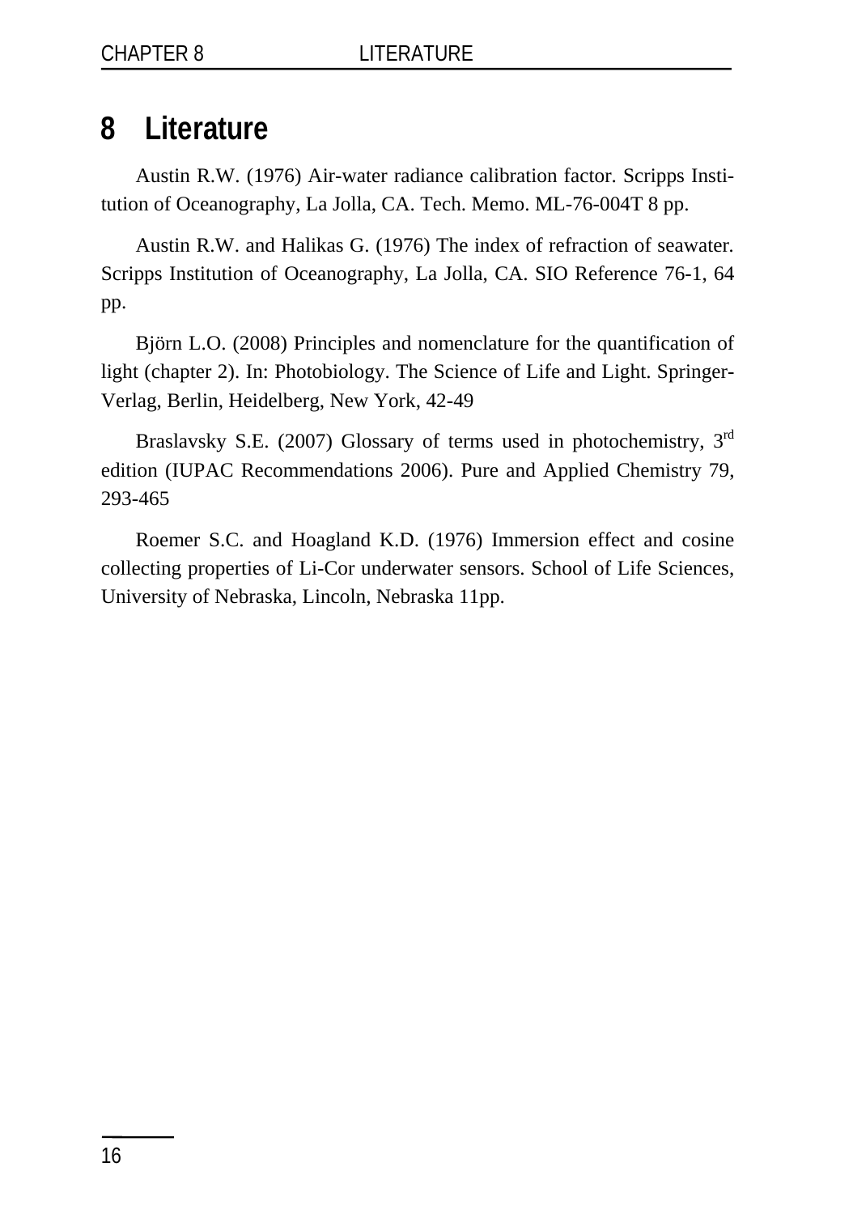# 8 Literature

Austin R.W. (1976) Air-water radiance calibration factor. Scripps Institution of Oceanography, La Jolla, CA. Tech. Memo. ML-76-004T 8 pp.

Austin R.W. and Halikas G. (1976) The index of refraction of seawater. Scripps Institution of Oceanography, La Jolla, CA. SIO Reference 76-1, 64 pp.

Björn L.O. (2008) Principles and nomenclature for the quantification of light (chapter 2). In: Photobiology. The Science of Life and Light. Springer-Verlag, Berlin, Heidelberg, New York, 42-49

Braslavsky S.E. (2007) Glossary of terms used in photochemistry, 3rd edition (IUPAC Recommendations 2006). Pure and Applied Chemistry 79, 293-465

Roemer S.C. and Hoagland K.D. (1976) Immersion effect and cosine collecting properties of Li-Cor underwater sensors. School of Life Sciences, University of Nebraska, Lincoln, Nebraska 11pp.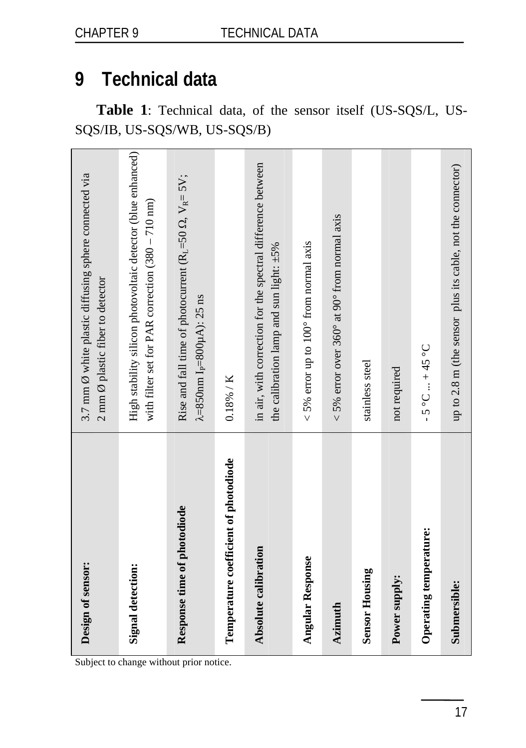# 9 Technical data

**Table 1**: Technical data, of the sensor itself (US-SQS/L, US-SQS/IB, US-SQS/WB, US-SQS/B)

| | |
|---|---|
| **Design of sensor:** | 3.7 mm Ø white plastic diffusing sphere connected via 2 mm Ø plastic fiber to detector |
| **Signal detection:** | High stability silicon photovoltaic detector (blue enhanced) with filter set for PAR correction (380 – 710 nm) |
| **Response time of photodiode** | Rise and fall time of photocurrent ($R_L$=50 Ω, $V_R$= 5V; λ=850nm $I_P$=800µA): 25 ns |
| **Temperature coefficient of photodiode** | 0.18% / K |
| **Absolute calibration** | in air, with correction for the spectral difference between the calibration lamp and sun light: ±5% |
| **Angular Response** | < 5% error up to 100° from normal axis |
| **Azimuth** | < 5% error over 360° at 90° from normal axis |
| **Sensor Housing** | stainless steel |
| **Power supply:** | not required |
| **Operating temperature:** | - 5 °C ... + 45 °C |
| **Submersible:** | up to 2.8 m (the sensor plus its cable, not the connector) |

Subject to change without prior notice.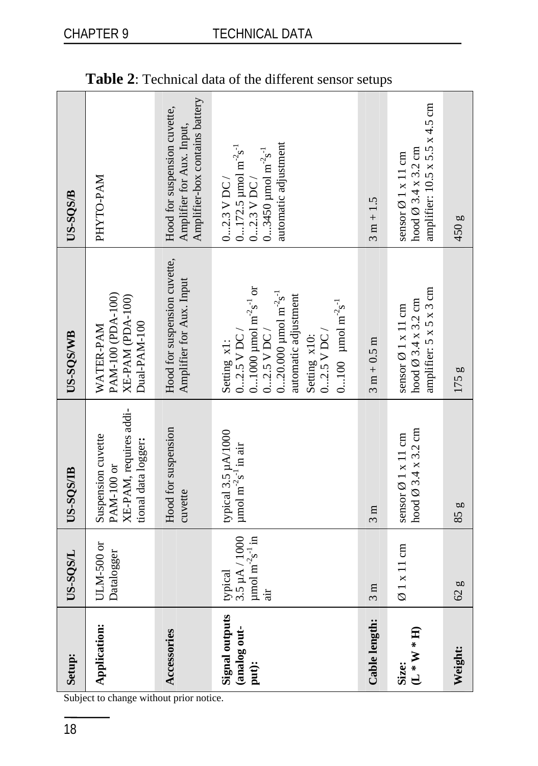**Table 2**: Technical data of the different sensor setups

| Setup: | US-SQS/L | US-SQS/IB | US-SQS/WB | US-SQS/B |
|---|---|---|---|---|
| **Application:** | ULM-500 or Datalogger | Suspension cuvette PAM-100 or XE-PAM, requires additional data logger: | WATER-PAM PAM-100 (PDA-100) XE-PAM (PDA-100) Dual-PAM-100 | PHYTO-PAM |
| **Accessories** | | Hood for suspension cuvette | Hood for suspension cuvette, Amplifier for Aux. Input | Hood for suspension cuvette, Amplifier for Aux. Input, Amplifier-box contains battery |
| **Signal outputs (analog output):** | typical 3.5 µA / 1000 µmol $m^{-2}s^{-1}$ in air | typical 3.5 µA/1000 µmol $m^{-2}s^{-1}$ in air | Setting x1: 0...2.5 V DC / 0...1000 µmol $m^{-2}s^{-1}$ or 0...2.5 V DC / 0...20.000 µmol $m^{-2}s^{-1}$ automatic adjustment Setting x10: 0...2.5 V DC / 0...100 µmol $m^{-2}s^{-1}$ | 0...2.3 V DC / 0...172.5 µmol $m^{-2}s^{-1}$ 0...2.3 V DC / 0...3450 µmol $m^{-2}s^{-1}$ automatic adjustment |
| **Cable length:** | 3 m | 3 m | 3 m + 0.5 m | 3 m + 1.5 |
| **Size: (L * W * H)** | Ø 1 x 11 cm | sensor Ø 1 x 11 cm hood Ø 3.4 x 3.2 cm | sensor Ø 1 x 11 cm hood Ø 3.4 x 3.2 cm amplifier: 5 x 5 x 3 cm | sensor Ø 1 x 11 cm hood Ø 3.4 x 3.2 cm amplifier: 10.5 x 5.5 x 4.5 cm |
| **Weight:** | 62 g | 85 g | 175 g | 450 g |

Subject to change without prior notice.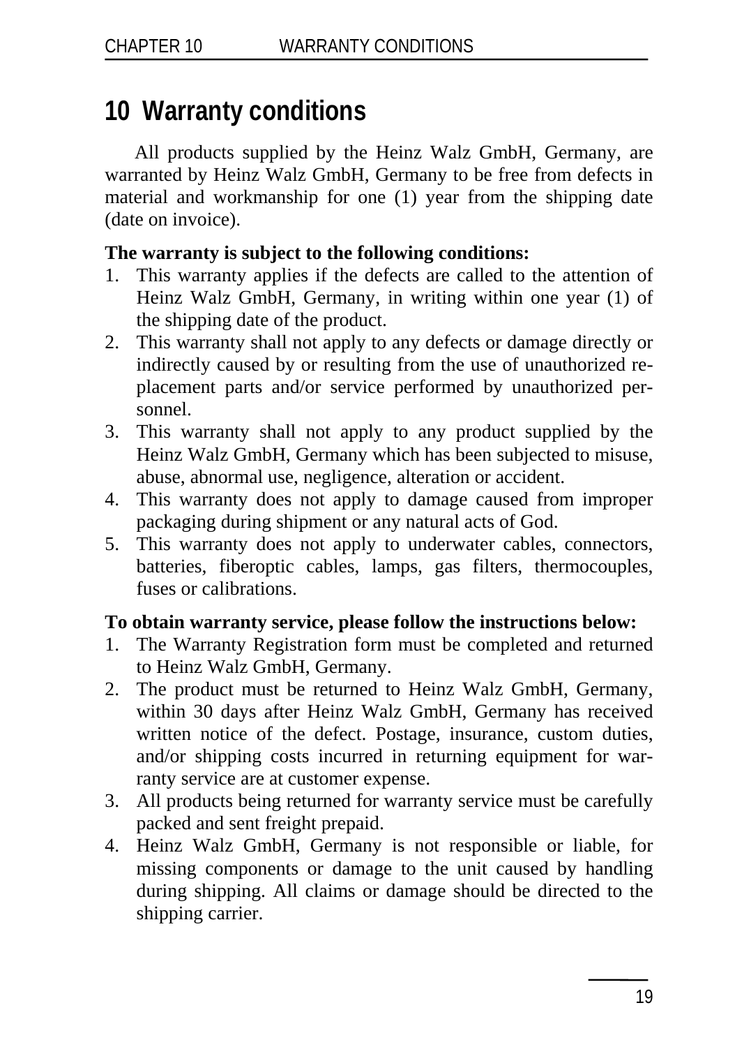# 10 Warranty conditions

All products supplied by the Heinz Walz GmbH, Germany, are warranted by Heinz Walz GmbH, Germany to be free from defects in material and workmanship for one (1) year from the shipping date (date on invoice).

**The warranty is subject to the following conditions:**

1. This warranty applies if the defects are called to the attention of Heinz Walz GmbH, Germany, in writing within one year (1) of the shipping date of the product.
2. This warranty shall not apply to any defects or damage directly or indirectly caused by or resulting from the use of unauthorized replacement parts and/or service performed by unauthorized personnel.
3. This warranty shall not apply to any product supplied by the Heinz Walz GmbH, Germany which has been subjected to misuse, abuse, abnormal use, negligence, alteration or accident.
4. This warranty does not apply to damage caused from improper packaging during shipment or any natural acts of God.
5. This warranty does not apply to underwater cables, connectors, batteries, fiberoptic cables, lamps, gas filters, thermocouples, fuses or calibrations.

**To obtain warranty service, please follow the instructions below:**

1. The Warranty Registration form must be completed and returned to Heinz Walz GmbH, Germany.
2. The product must be returned to Heinz Walz GmbH, Germany, within 30 days after Heinz Walz GmbH, Germany has received written notice of the defect. Postage, insurance, custom duties, and/or shipping costs incurred in returning equipment for warranty service are at customer expense.
3. All products being returned for warranty service must be carefully packed and sent freight prepaid.
4. Heinz Walz GmbH, Germany is not responsible or liable, for missing components or damage to the unit caused by handling during shipping. All claims or damage should be directed to the shipping carrier.